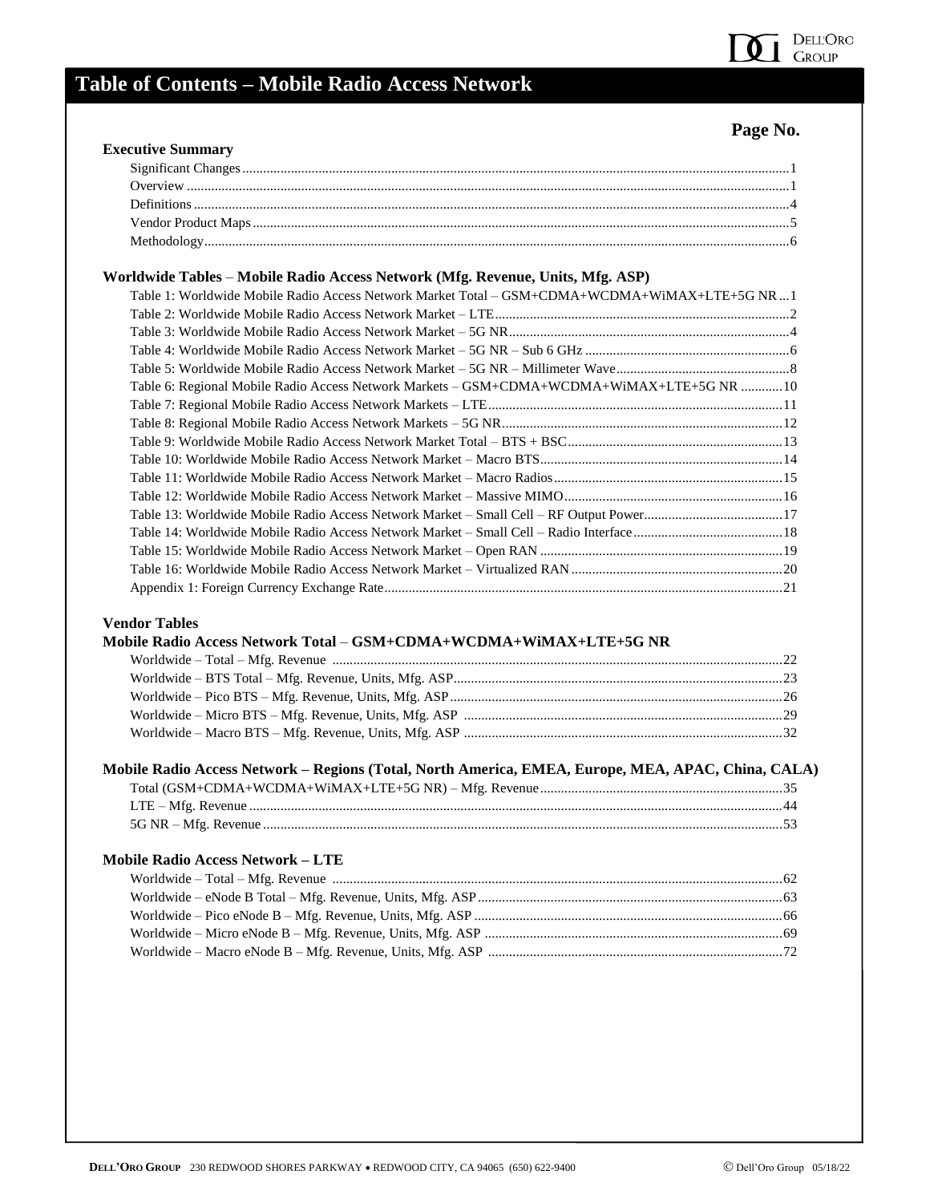# Table of Contents – Mobile Radio Access Network

**Page No.**

### Executive Summary

- Significant Changes ........ 1
- Overview ........ 1
- Definitions ........ 4
- Vendor Product Maps ........ 5
- Methodology ........ 6

### Worldwide Tables – Mobile Radio Access Network (Mfg. Revenue, Units, Mfg. ASP)

- Table 1: Worldwide Mobile Radio Access Network Market Total – GSM+CDMA+WCDMA+WiMAX+LTE+5G NR ... 1
- Table 2: Worldwide Mobile Radio Access Network Market – LTE ........ 2
- Table 3: Worldwide Mobile Radio Access Network Market – 5G NR ........ 4
- Table 4: Worldwide Mobile Radio Access Network Market – 5G NR – Sub 6 GHz ........ 6
- Table 5: Worldwide Mobile Radio Access Network Market – 5G NR – Millimeter Wave ........ 8
- Table 6: Regional Mobile Radio Access Network Markets – GSM+CDMA+WCDMA+WiMAX+LTE+5G NR ........ 10
- Table 7: Regional Mobile Radio Access Network Markets – LTE ........ 11
- Table 8: Regional Mobile Radio Access Network Markets – 5G NR ........ 12
- Table 9: Worldwide Mobile Radio Access Network Market Total – BTS + BSC ........ 13
- Table 10: Worldwide Mobile Radio Access Network Market – Macro BTS ........ 14
- Table 11: Worldwide Mobile Radio Access Network Market – Macro Radios ........ 15
- Table 12: Worldwide Mobile Radio Access Network Market – Massive MIMO ........ 16
- Table 13: Worldwide Mobile Radio Access Network Market – Small Cell – RF Output Power ........ 17
- Table 14: Worldwide Mobile Radio Access Network Market – Small Cell – Radio Interface ........ 18
- Table 15: Worldwide Mobile Radio Access Network Market – Open RAN ........ 19
- Table 16: Worldwide Mobile Radio Access Network Market – Virtualized RAN ........ 20
- Appendix 1: Foreign Currency Exchange Rate ........ 21

### Vendor Tables

### Mobile Radio Access Network Total – GSM+CDMA+WCDMA+WiMAX+LTE+5G NR

- Worldwide – Total – Mfg. Revenue ........ 22
- Worldwide – BTS Total – Mfg. Revenue, Units, Mfg. ASP ........ 23
- Worldwide – Pico BTS – Mfg. Revenue, Units, Mfg. ASP ........ 26
- Worldwide – Micro BTS – Mfg. Revenue, Units, Mfg. ASP ........ 29
- Worldwide – Macro BTS – Mfg. Revenue, Units, Mfg. ASP ........ 32

### Mobile Radio Access Network – Regions (Total, North America, EMEA, Europe, MEA, APAC, China, CALA)

- Total (GSM+CDMA+WCDMA+WiMAX+LTE+5G NR) – Mfg. Revenue ........ 35
- LTE – Mfg. Revenue ........ 44
- 5G NR – Mfg. Revenue ........ 53

### Mobile Radio Access Network – LTE

- Worldwide – Total – Mfg. Revenue ........ 62
- Worldwide – eNode B Total – Mfg. Revenue, Units, Mfg. ASP ........ 63
- Worldwide – Pico eNode B – Mfg. Revenue, Units, Mfg. ASP ........ 66
- Worldwide – Micro eNode B – Mfg. Revenue, Units, Mfg. ASP ........ 69
- Worldwide – Macro eNode B – Mfg. Revenue, Units, Mfg. ASP ........ 72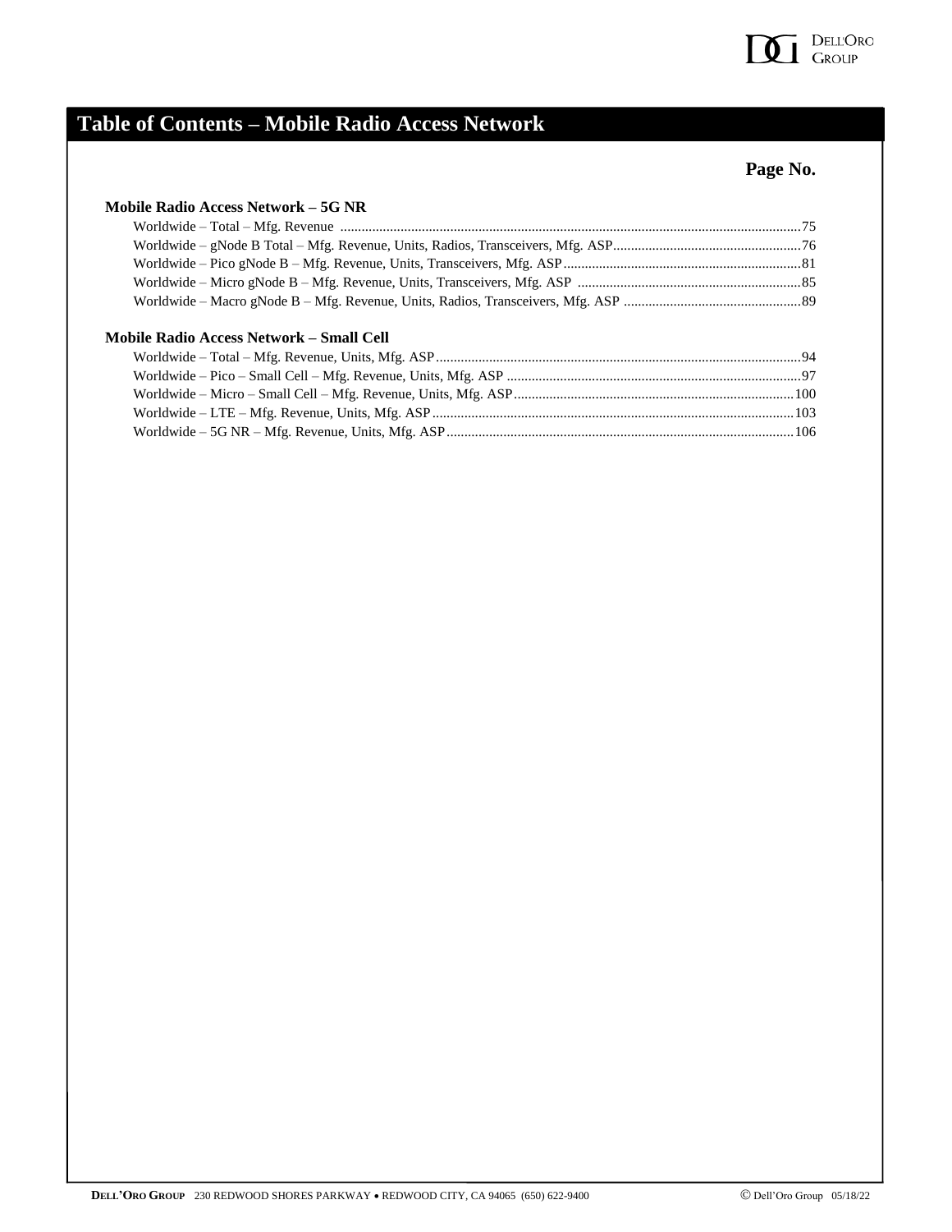# Table of Contents – Mobile Radio Access Network

**Page No.**

**Mobile Radio Access Network – 5G NR**

Worldwide – Total – Mfg. Revenue .......... 75
Worldwide – gNode B Total – Mfg. Revenue, Units, Radios, Transceivers, Mfg. ASP .......... 76
Worldwide – Pico gNode B – Mfg. Revenue, Units, Transceivers, Mfg. ASP .......... 81
Worldwide – Micro gNode B – Mfg. Revenue, Units, Transceivers, Mfg. ASP .......... 85
Worldwide – Macro gNode B – Mfg. Revenue, Units, Radios, Transceivers, Mfg. ASP .......... 89

**Mobile Radio Access Network – Small Cell**

Worldwide – Total – Mfg. Revenue, Units, Mfg. ASP .......... 94
Worldwide – Pico – Small Cell – Mfg. Revenue, Units, Mfg. ASP .......... 97
Worldwide – Micro – Small Cell – Mfg. Revenue, Units, Mfg. ASP .......... 100
Worldwide – LTE – Mfg. Revenue, Units, Mfg. ASP .......... 103
Worldwide – 5G NR – Mfg. Revenue, Units, Mfg. ASP .......... 106